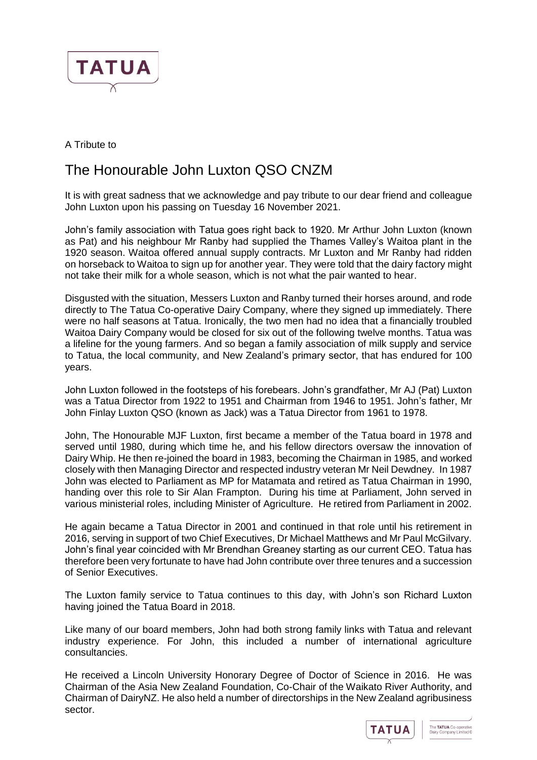A Tribute to

# The Honourable John Luxton QSO CNZM

It is with great sadness that we acknowledge and pay tribute to our dear friend and colleague John Luxton upon his passing on Tuesday 16 November 2021.

John's family association with Tatua goes right back to 1920. Mr Arthur John Luxton (known as Pat) and his neighbour Mr Ranby had supplied the Thames Valley's Waitoa plant in the 1920 season. Waitoa offered annual supply contracts. Mr Luxton and Mr Ranby had ridden on horseback to Waitoa to sign up for another year. They were told that the dairy factory might not take their milk for a whole season, which is not what the pair wanted to hear.

Disgusted with the situation, Messers Luxton and Ranby turned their horses around, and rode directly to The Tatua Co-operative Dairy Company, where they signed up immediately. There were no half seasons at Tatua. Ironically, the two men had no idea that a financially troubled Waitoa Dairy Company would be closed for six out of the following twelve months. Tatua was a lifeline for the young farmers. And so began a family association of milk supply and service to Tatua, the local community, and New Zealand's primary sector, that has endured for 100 years.

John Luxton followed in the footsteps of his forebears. John's grandfather, Mr AJ (Pat) Luxton was a Tatua Director from 1922 to 1951 and Chairman from 1946 to 1951. John's father, Mr John Finlay Luxton QSO (known as Jack) was a Tatua Director from 1961 to 1978.

John, The Honourable MJF Luxton, first became a member of the Tatua board in 1978 and served until 1980, during which time he, and his fellow directors oversaw the innovation of Dairy Whip. He then re-joined the board in 1983, becoming the Chairman in 1985, and worked closely with then Managing Director and respected industry veteran Mr Neil Dewdney. In 1987 John was elected to Parliament as MP for Matamata and retired as Tatua Chairman in 1990, handing over this role to Sir Alan Frampton. During his time at Parliament, John served in various ministerial roles, including Minister of Agriculture. He retired from Parliament in 2002.

He again became a Tatua Director in 2001 and continued in that role until his retirement in 2016, serving in support of two Chief Executives, Dr Michael Matthews and Mr Paul McGilvary. John's final year coincided with Mr Brendhan Greaney starting as our current CEO. Tatua has therefore been very fortunate to have had John contribute over three tenures and a succession of Senior Executives.

The Luxton family service to Tatua continues to this day, with John's son Richard Luxton having joined the Tatua Board in 2018.

Like many of our board members, John had both strong family links with Tatua and relevant industry experience. For John, this included a number of international agriculture consultancies.

He received a Lincoln University Honorary Degree of Doctor of Science in 2016. He was Chairman of the Asia New Zealand Foundation, Co-Chair of the Waikato River Authority, and Chairman of DairyNZ. He also held a number of directorships in the New Zealand agribusiness sector.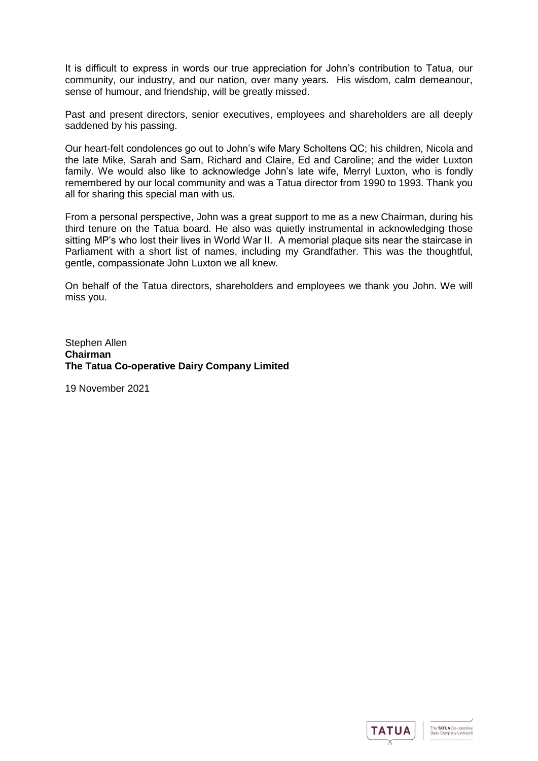It is difficult to express in words our true appreciation for John's contribution to Tatua, our community, our industry, and our nation, over many years. His wisdom, calm demeanour, sense of humour, and friendship, will be greatly missed.

Past and present directors, senior executives, employees and shareholders are all deeply saddened by his passing.

Our heart-felt condolences go out to John's wife Mary Scholtens QC; his children, Nicola and the late Mike, Sarah and Sam, Richard and Claire, Ed and Caroline; and the wider Luxton family. We would also like to acknowledge John's late wife, Merryl Luxton, who is fondly remembered by our local community and was a Tatua director from 1990 to 1993. Thank you all for sharing this special man with us.

From a personal perspective, John was a great support to me as a new Chairman, during his third tenure on the Tatua board. He also was quietly instrumental in acknowledging those sitting MP's who lost their lives in World War II. A memorial plaque sits near the staircase in Parliament with a short list of names, including my Grandfather. This was the thoughtful, gentle, compassionate John Luxton we all knew.

On behalf of the Tatua directors, shareholders and employees we thank you John. We will miss you.

Stephen Allen
**Chairman**
**The Tatua Co-operative Dairy Company Limited**

19 November 2021